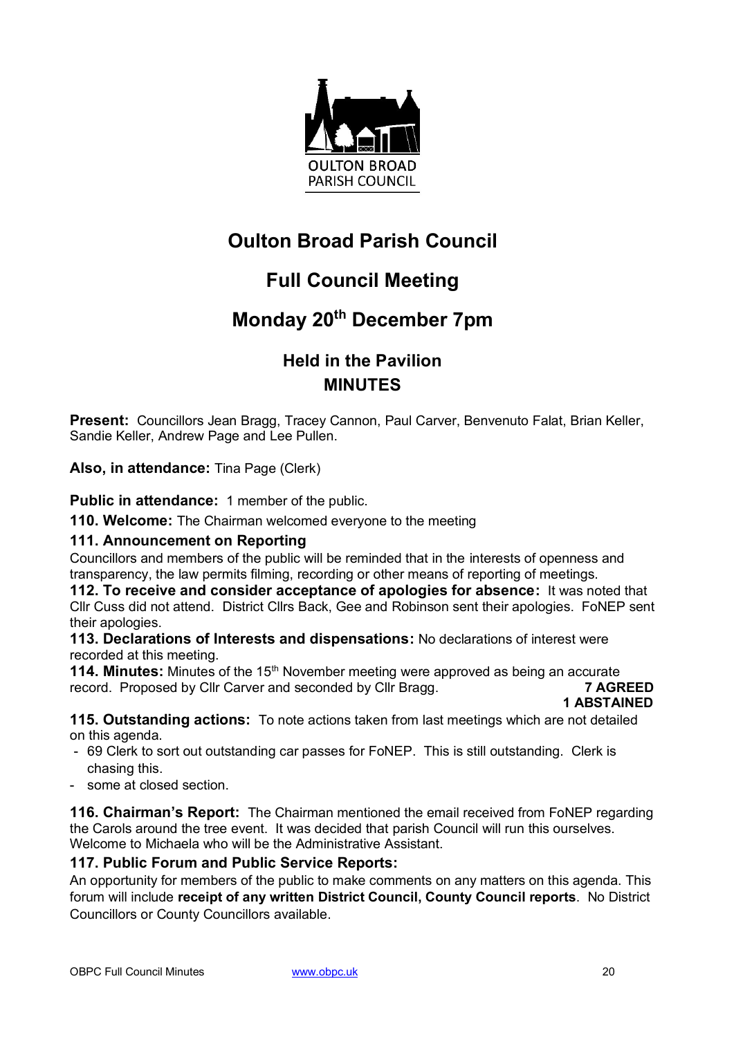OULTON BROAD PARISH COUNCIL

# Oulton Broad Parish Council

## Full Council Meeting

## Monday 20th December 7pm

### Held in the Pavilion
### MINUTES

**Present:** Councillors Jean Bragg, Tracey Cannon, Paul Carver, Benvenuto Falat, Brian Keller, Sandie Keller, Andrew Page and Lee Pullen.

**Also, in attendance:** Tina Page (Clerk)

**Public in attendance:** 1 member of the public.

**110. Welcome:** The Chairman welcomed everyone to the meeting

**111. Announcement on Reporting**

Councillors and members of the public will be reminded that in the interests of openness and transparency, the law permits filming, recording or other means of reporting of meetings.

**112. To receive and consider acceptance of apologies for absence:** It was noted that Cllr Cuss did not attend. District Cllrs Back, Gee and Robinson sent their apologies. FoNEP sent their apologies.

**113. Declarations of Interests and dispensations:** No declarations of interest were recorded at this meeting.

**114. Minutes:** Minutes of the 15th November meeting were approved as being an accurate record. Proposed by Cllr Carver and seconded by Cllr Bragg. **7 AGREED**
**1 ABSTAINED**

**115. Outstanding actions:** To note actions taken from last meetings which are not detailed on this agenda.

- 69 Clerk to sort out outstanding car passes for FoNEP. This is still outstanding. Clerk is chasing this.
- some at closed section.

**116. Chairman's Report:** The Chairman mentioned the email received from FoNEP regarding the Carols around the tree event. It was decided that parish Council will run this ourselves. Welcome to Michaela who will be the Administrative Assistant.

**117. Public Forum and Public Service Reports:**

An opportunity for members of the public to make comments on any matters on this agenda. This forum will include **receipt of any written District Council, County Council reports**. No District Councillors or County Councillors available.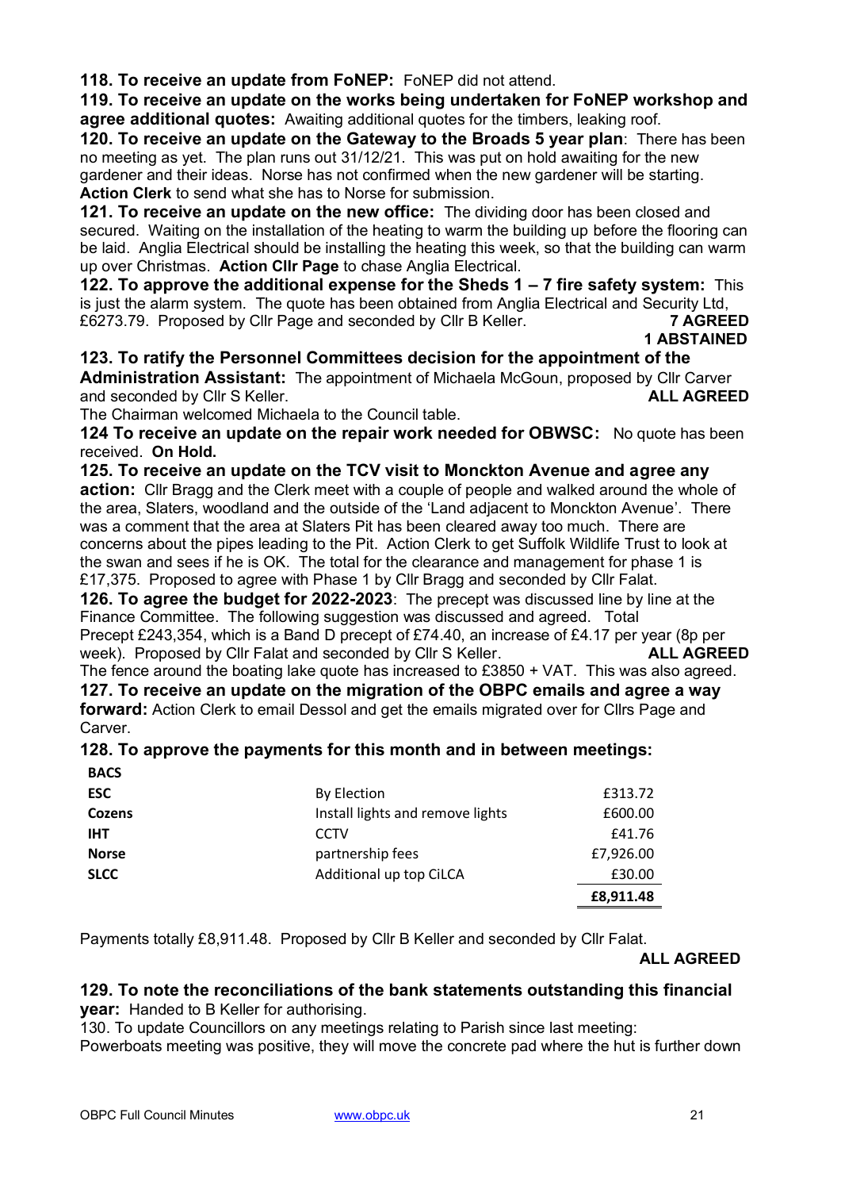**118. To receive an update from FoNEP:** FoNEP did not attend.

**119. To receive an update on the works being undertaken for FoNEP workshop and agree additional quotes:** Awaiting additional quotes for the timbers, leaking roof.

**120. To receive an update on the Gateway to the Broads 5 year plan**: There has been no meeting as yet. The plan runs out 31/12/21. This was put on hold awaiting for the new gardener and their ideas. Norse has not confirmed when the new gardener will be starting. **Action Clerk** to send what she has to Norse for submission.

**121. To receive an update on the new office:** The dividing door has been closed and secured. Waiting on the installation of the heating to warm the building up before the flooring can be laid. Anglia Electrical should be installing the heating this week, so that the building can warm up over Christmas. **Action Cllr Page** to chase Anglia Electrical.

**122. To approve the additional expense for the Sheds 1 – 7 fire safety system:** This is just the alarm system. The quote has been obtained from Anglia Electrical and Security Ltd, £6273.79. Proposed by Cllr Page and seconded by Cllr B Keller. **7 AGREED**
**1 ABSTAINED**

**123. To ratify the Personnel Committees decision for the appointment of the Administration Assistant:** The appointment of Michaela McGoun, proposed by Cllr Carver and seconded by Cllr S Keller. **ALL AGREED**

The Chairman welcomed Michaela to the Council table.

**124 To receive an update on the repair work needed for OBWSC:** No quote has been received. **On Hold.**

**125. To receive an update on the TCV visit to Monckton Avenue and agree any action:** Cllr Bragg and the Clerk meet with a couple of people and walked around the whole of the area, Slaters, woodland and the outside of the 'Land adjacent to Monckton Avenue'. There was a comment that the area at Slaters Pit has been cleared away too much. There are concerns about the pipes leading to the Pit. Action Clerk to get Suffolk Wildlife Trust to look at the swan and sees if he is OK. The total for the clearance and management for phase 1 is £17,375. Proposed to agree with Phase 1 by Cllr Bragg and seconded by Cllr Falat.

**126. To agree the budget for 2022-2023**: The precept was discussed line by line at the Finance Committee. The following suggestion was discussed and agreed. Total Precept £243,354, which is a Band D precept of £74.40, an increase of £4.17 per year (8p per week). Proposed by Cllr Falat and seconded by Cllr S Keller. **ALL AGREED**

The fence around the boating lake quote has increased to £3850 + VAT. This was also agreed.

**127. To receive an update on the migration of the OBPC emails and agree a way forward:** Action Clerk to email Dessol and get the emails migrated over for Cllrs Page and Carver.

**128. To approve the payments for this month and in between meetings:**

| BACS | | |
|---|---|---|
| **ESC** | By Election | £313.72 |
| **Cozens** | Install lights and remove lights | £600.00 |
| **IHT** | CCTV | £41.76 |
| **Norse** | partnership fees | £7,926.00 |
| **SLCC** | Additional up top CiLCA | £30.00 |
| | | **£8,911.48** |

Payments totally £8,911.48. Proposed by Cllr B Keller and seconded by Cllr Falat.

**ALL AGREED**

**129. To note the reconciliations of the bank statements outstanding this financial year:** Handed to B Keller for authorising.

130. To update Councillors on any meetings relating to Parish since last meeting:

Powerboats meeting was positive, they will move the concrete pad where the hut is further down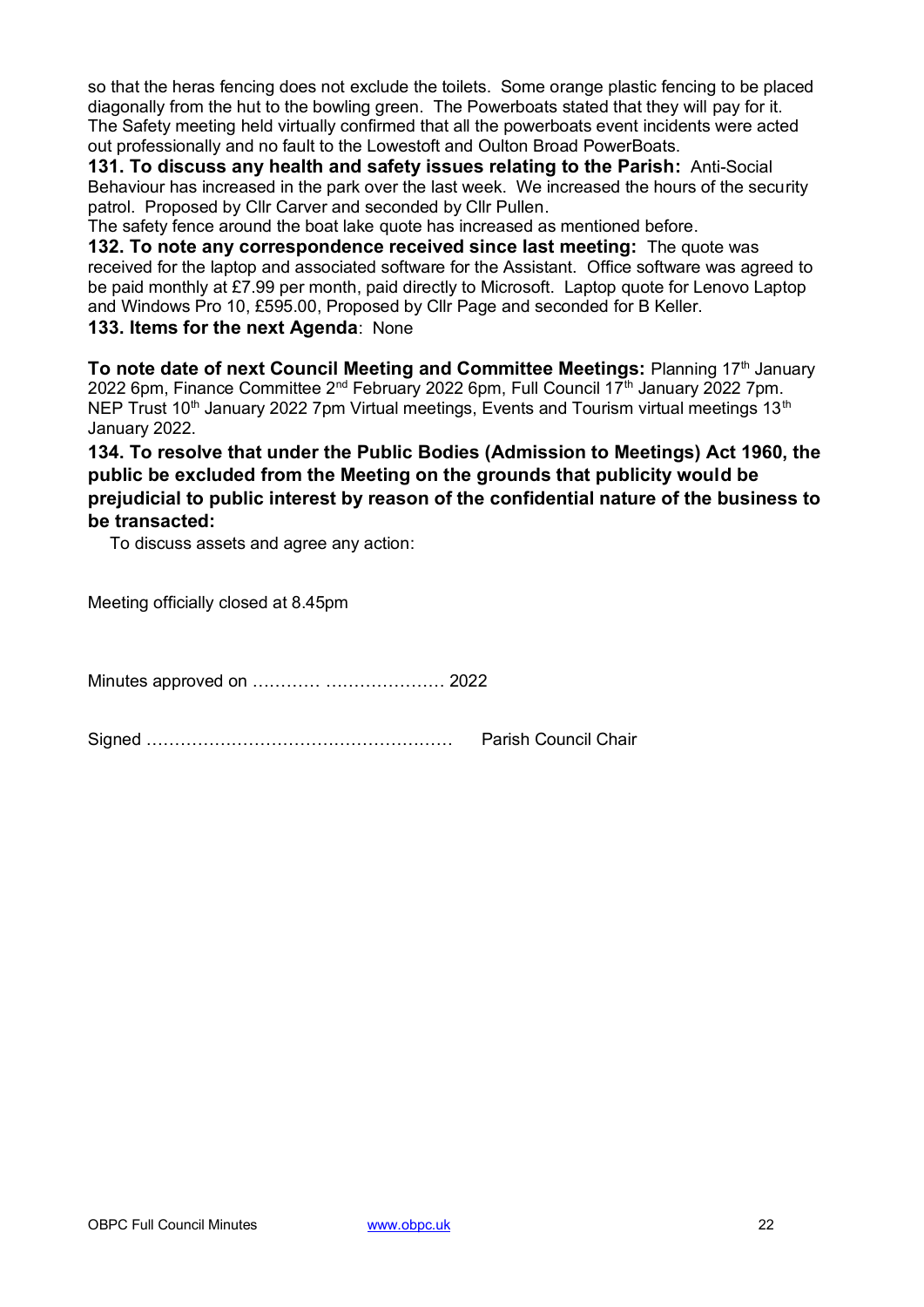so that the heras fencing does not exclude the toilets. Some orange plastic fencing to be placed diagonally from the hut to the bowling green. The Powerboats stated that they will pay for it. The Safety meeting held virtually confirmed that all the powerboats event incidents were acted out professionally and no fault to the Lowestoft and Oulton Broad PowerBoats.

**131. To discuss any health and safety issues relating to the Parish:** Anti-Social Behaviour has increased in the park over the last week. We increased the hours of the security patrol. Proposed by Cllr Carver and seconded by Cllr Pullen.
The safety fence around the boat lake quote has increased as mentioned before.

**132. To note any correspondence received since last meeting:** The quote was received for the laptop and associated software for the Assistant. Office software was agreed to be paid monthly at £7.99 per month, paid directly to Microsoft. Laptop quote for Lenovo Laptop and Windows Pro 10, £595.00, Proposed by Cllr Page and seconded for B Keller.

**133. Items for the next Agenda**: None

**To note date of next Council Meeting and Committee Meetings:** Planning 17th January 2022 6pm, Finance Committee 2nd February 2022 6pm, Full Council 17th January 2022 7pm. NEP Trust 10th January 2022 7pm Virtual meetings, Events and Tourism virtual meetings 13th January 2022.

**134. To resolve that under the Public Bodies (Admission to Meetings) Act 1960, the public be excluded from the Meeting on the grounds that publicity would be prejudicial to public interest by reason of the confidential nature of the business to be transacted:**

To discuss assets and agree any action:

Meeting officially closed at 8.45pm

Minutes approved on ………… ………………… 2022

Signed ……………………………………………… Parish Council Chair